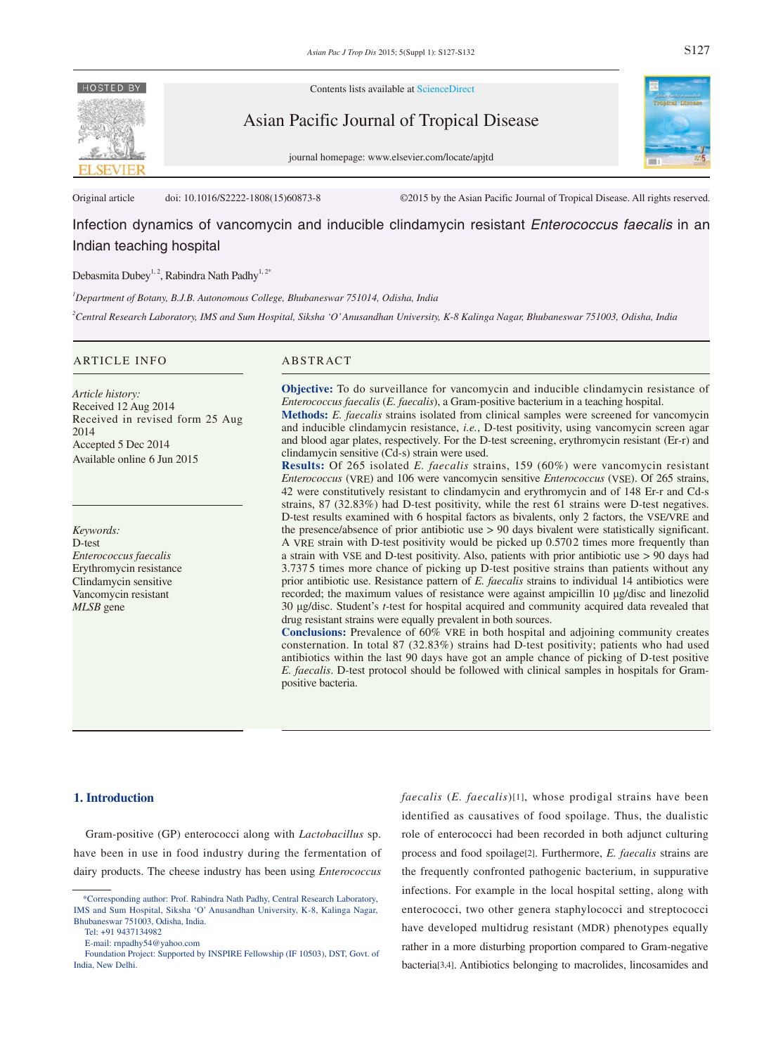Contents lists available at ScienceDirect

Asian Pacific Journal of Tropical Disease

journal homepage: www.elsevier.com/locate/apjtd

Original article doi: 10.1016/S2222-1808(15)60873-8 ©2015 by the Asian Pacific Journal of Tropical Disease. All rights reserved.

# Infection dynamics of vancomycin and inducible clindamycin resistant *Enterococcus faecalis* in an Indian teaching hospital

Debasmita Dubey[1,2], Rabindra Nath Padhy[1,2*]

[1]*Department of Botany, B.J.B. Autonomous College, Bhubaneswar 751014, Odisha, India*

[2]*Central Research Laboratory, IMS and Sum Hospital, Siksha 'O' Anusandhan University, K-8 Kalinga Nagar, Bhubaneswar 751003, Odisha, India*

## ARTICLE INFO

*Article history:*
Received 12 Aug 2014
Received in revised form 25 Aug 2014
Accepted 5 Dec 2014
Available online 6 Jun 2015

*Keywords:*
D-test
*Enterococcus faecalis*
Erythromycin resistance
Clindamycin sensitive
Vancomycin resistant
*MLSB* gene

## ABSTRACT

**Objective:** To do surveillance for vancomycin and inducible clindamycin resistance of *Enterococcus faecalis* (*E. faecalis*), a Gram-positive bacterium in a teaching hospital.

**Methods:** *E. faecalis* strains isolated from clinical samples were screened for vancomycin and inducible clindamycin resistance, *i.e.*, D-test positivity, using vancomycin screen agar and blood agar plates, respectively. For the D-test screening, erythromycin resistant (Er-r) and clindamycin sensitive (Cd-s) strain were used.

**Results:** Of 265 isolated *E. faecalis* strains, 159 (60%) were vancomycin resistant *Enterococcus* (VRE) and 106 were vancomycin sensitive *Enterococcus* (VSE). Of 265 strains, 42 were constitutively resistant to clindamycin and erythromycin and of 148 Er-r and Cd-s strains, 87 (32.83%) had D-test positivity, while the rest 61 strains were D-test negatives. D-test results examined with 6 hospital factors as bivalents, only 2 factors, the VSE/VRE and the presence/absence of prior antibiotic use > 90 days bivalent were statistically significant. A VRE strain with D-test positivity would be picked up 0.5702 times more frequently than a strain with VSE and D-test positivity. Also, patients with prior antibiotic use > 90 days had 3.7375 times more chance of picking up D-test positive strains than patients without any prior antibiotic use. Resistance pattern of *E. faecalis* strains to individual 14 antibiotics were recorded; the maximum values of resistance were against ampicillin 10 µg/disc and linezolid 30 µg/disc. Student's *t*-test for hospital acquired and community acquired data revealed that drug resistant strains were equally prevalent in both sources.

**Conclusions:** Prevalence of 60% VRE in both hospital and adjoining community creates consternation. In total 87 (32.83%) strains had D-test positivity; patients who had used antibiotics within the last 90 days have got an ample chance of picking of D-test positive *E. faecalis*. D-test protocol should be followed with clinical samples in hospitals for Gram-positive bacteria.

## 1. Introduction

Gram-positive (GP) enterococci along with *Lactobacillus* sp. have been in use in food industry during the fermentation of dairy products. The cheese industry has been using *Enterococcus faecalis* (*E. faecalis*)[1], whose prodigal strains have been identified as causatives of food spoilage. Thus, the dualistic role of enterococci had been recorded in both adjunct culturing process and food spoilage[2]. Furthermore, *E. faecalis* strains are the frequently confronted pathogenic bacterium, in suppurative infections. For example in the local hospital setting, along with enterococci, two other genera staphylococci and streptococci have developed multidrug resistant (MDR) phenotypes equally rather in a more disturbing proportion compared to Gram-negative bacteria[3,4]. Antibiotics belonging to macrolides, lincosamides and

*Corresponding author: Prof. Rabindra Nath Padhy, Central Research Laboratory, IMS and Sum Hospital, Siksha 'O' Anusandhan University, K-8, Kalinga Nagar, Bhubaneswar 751003, Odisha, India.
Tel: +91 9437134982
E-mail: rnpadhy54@yahoo.com
Foundation Project: Supported by INSPIRE Fellowship (IF 10503), DST, Govt. of India, New Delhi.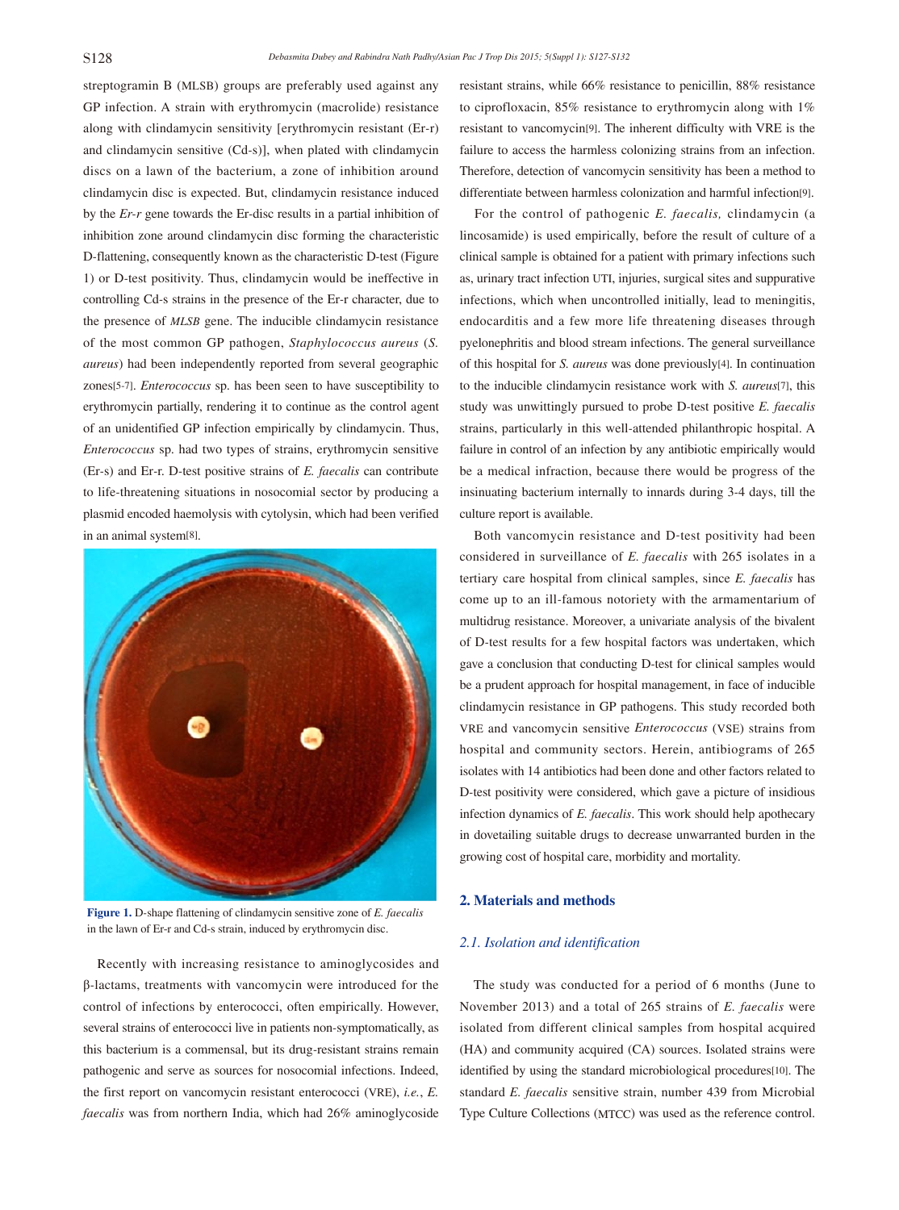streptogramin B (MLSB) groups are preferably used against any GP infection. A strain with erythromycin (macrolide) resistance along with clindamycin sensitivity [erythromycin resistant (Er-r) and clindamycin sensitive (Cd-s)], when plated with clindamycin discs on a lawn of the bacterium, a zone of inhibition around clindamycin disc is expected. But, clindamycin resistance induced by the *Er-r* gene towards the Er-disc results in a partial inhibition of inhibition zone around clindamycin disc forming the characteristic D-flattening, consequently known as the characteristic D-test (Figure 1) or D-test positivity. Thus, clindamycin would be ineffective in controlling Cd-s strains in the presence of the Er-r character, due to the presence of *MLSB* gene. The inducible clindamycin resistance of the most common GP pathogen, *Staphylococcus aureus* (*S. aureus*) had been independently reported from several geographic zones[5-7]. *Enterococcus* sp. has been seen to have susceptibility to erythromycin partially, rendering it to continue as the control agent of an unidentified GP infection empirically by clindamycin. Thus, *Enterococcus* sp. had two types of strains, erythromycin sensitive (Er-s) and Er-r. D-test positive strains of *E. faecalis* can contribute to life-threatening situations in nosocomial sector by producing a plasmid encoded haemolysis with cytolysin, which had been verified in an animal system[8].

**Figure 1.** D-shape flattening of clindamycin sensitive zone of *E. faecalis* in the lawn of Er-r and Cd-s strain, induced by erythromycin disc.

Recently with increasing resistance to aminoglycosides and β-lactams, treatments with vancomycin were introduced for the control of infections by enterococci, often empirically. However, several strains of enterococci live in patients non-symptomatically, as this bacterium is a commensal, but its drug-resistant strains remain pathogenic and serve as sources for nosocomial infections. Indeed, the first report on vancomycin resistant enterococci (VRE), *i.e.*, *E. faecalis* was from northern India, which had 26% aminoglycoside resistant strains, while 66% resistance to penicillin, 88% resistance to ciprofloxacin, 85% resistance to erythromycin along with 1% resistant to vancomycin[9]. The inherent difficulty with VRE is the failure to access the harmless colonizing strains from an infection. Therefore, detection of vancomycin sensitivity has been a method to differentiate between harmless colonization and harmful infection[9].

For the control of pathogenic *E. faecalis,* clindamycin (a lincosamide) is used empirically, before the result of culture of a clinical sample is obtained for a patient with primary infections such as, urinary tract infection UTI, injuries, surgical sites and suppurative infections, which when uncontrolled initially, lead to meningitis, endocarditis and a few more life threatening diseases through pyelonephritis and blood stream infections. The general surveillance of this hospital for *S. aureus* was done previously[4]. In continuation to the inducible clindamycin resistance work with *S. aureus*[7], this study was unwittingly pursued to probe D-test positive *E. faecalis* strains, particularly in this well-attended philanthropic hospital. A failure in control of an infection by any antibiotic empirically would be a medical infraction, because there would be progress of the insinuating bacterium internally to innards during 3-4 days, till the culture report is available.

Both vancomycin resistance and D-test positivity had been considered in surveillance of *E. faecalis* with 265 isolates in a tertiary care hospital from clinical samples, since *E. faecalis* has come up to an ill-famous notoriety with the armamentarium of multidrug resistance. Moreover, a univariate analysis of the bivalent of D-test results for a few hospital factors was undertaken, which gave a conclusion that conducting D-test for clinical samples would be a prudent approach for hospital management, in face of inducible clindamycin resistance in GP pathogens. This study recorded both VRE and vancomycin sensitive *Enterococcus* (VSE) strains from hospital and community sectors. Herein, antibiograms of 265 isolates with 14 antibiotics had been done and other factors related to D-test positivity were considered, which gave a picture of insidious infection dynamics of *E. faecalis*. This work should help apothecary in dovetailing suitable drugs to decrease unwarranted burden in the growing cost of hospital care, morbidity and mortality.

## 2. Materials and methods

### *2.1. Isolation and identification*

The study was conducted for a period of 6 months (June to November 2013) and a total of 265 strains of *E. faecalis* were isolated from different clinical samples from hospital acquired (HA) and community acquired (CA) sources. Isolated strains were identified by using the standard microbiological procedures[10]. The standard *E. faecalis* sensitive strain, number 439 from Microbial Type Culture Collections (MTCC) was used as the reference control.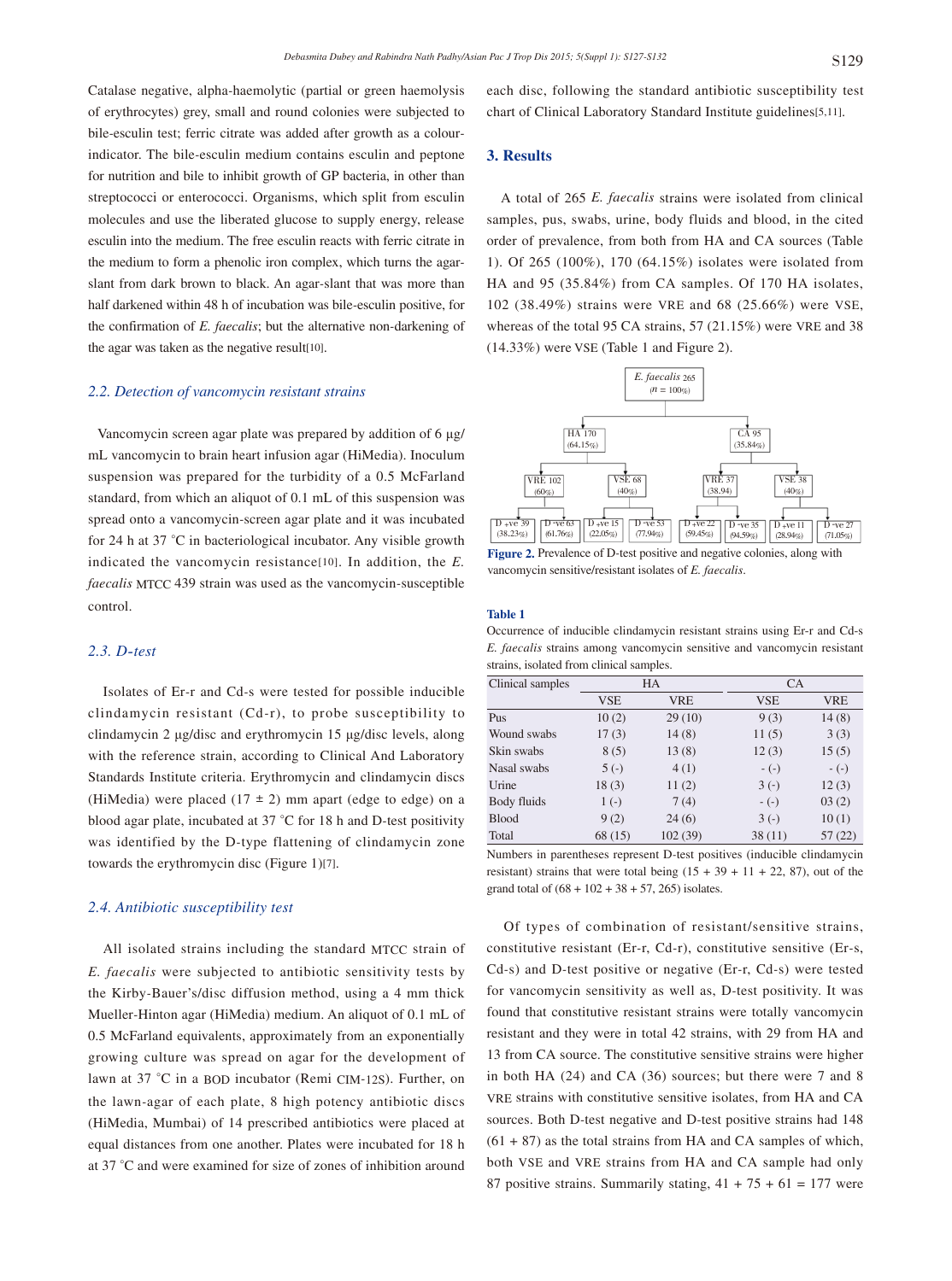Catalase negative, alpha-haemolytic (partial or green haemolysis of erythrocytes) grey, small and round colonies were subjected to bile-esculin test; ferric citrate was added after growth as a colour-indicator. The bile-esculin medium contains esculin and peptone for nutrition and bile to inhibit growth of GP bacteria, in other than streptococci or enterococci. Organisms, which split from esculin molecules and use the liberated glucose to supply energy, release esculin into the medium. The free esculin reacts with ferric citrate in the medium to form a phenolic iron complex, which turns the agar-slant from dark brown to black. An agar-slant that was more than half darkened within 48 h of incubation was bile-esculin positive, for the confirmation of *E. faecalis*; but the alternative non-darkening of the agar was taken as the negative result[10].

### 2.2. Detection of vancomycin resistant strains

Vancomycin screen agar plate was prepared by addition of 6 µg/mL vancomycin to brain heart infusion agar (HiMedia). Inoculum suspension was prepared for the turbidity of a 0.5 McFarland standard, from which an aliquot of 0.1 mL of this suspension was spread onto a vancomycin-screen agar plate and it was incubated for 24 h at 37 °C in bacteriological incubator. Any visible growth indicated the vancomycin resistance[10]. In addition, the *E. faecalis* MTCC 439 strain was used as the vancomycin-susceptible control.

### 2.3. D-test

Isolates of Er-r and Cd-s were tested for possible inducible clindamycin resistant (Cd-r), to probe susceptibility to clindamycin 2 µg/disc and erythromycin 15 µg/disc levels, along with the reference strain, according to Clinical And Laboratory Standards Institute criteria. Erythromycin and clindamycin discs (HiMedia) were placed (17 ± 2) mm apart (edge to edge) on a blood agar plate, incubated at 37 °C for 18 h and D-test positivity was identified by the D-type flattening of clindamycin zone towards the erythromycin disc (Figure 1)[7].

### 2.4. Antibiotic susceptibility test

All isolated strains including the standard MTCC strain of *E. faecalis* were subjected to antibiotic sensitivity tests by the Kirby-Bauer's/disc diffusion method, using a 4 mm thick Mueller-Hinton agar (HiMedia) medium. An aliquot of 0.1 mL of 0.5 McFarland equivalents, approximately from an exponentially growing culture was spread on agar for the development of lawn at 37 °C in a BOD incubator (Remi CIM-12S). Further, on the lawn-agar of each plate, 8 high potency antibiotic discs (HiMedia, Mumbai) of 14 prescribed antibiotics were placed at equal distances from one another. Plates were incubated for 18 h at 37 °C and were examined for size of zones of inhibition around each disc, following the standard antibiotic susceptibility test chart of Clinical Laboratory Standard Institute guidelines[5,11].

## 3. Results

A total of 265 *E. faecalis* strains were isolated from clinical samples, pus, swabs, urine, body fluids and blood, in the cited order of prevalence, from both from HA and CA sources (Table 1). Of 265 (100%), 170 (64.15%) isolates were isolated from HA and 95 (35.84%) from CA samples. Of 170 HA isolates, 102 (38.49%) strains were VRE and 68 (25.66%) were VSE, whereas of the total 95 CA strains, 57 (21.15%) were VRE and 38 (14.33%) were VSE (Table 1 and Figure 2).

*E. faecalis* 265 (n = 100%)
- HA 170 (64.15%)
  - VRE 102 (60%): D +ve 39 (38.23%); D -ve 63 (61.76%)
  - VSE 68 (40%): D +ve 15 (22.05%); D -ve 53 (77.94%)
- CA 95 (35.84%)
  - VRE 37 (38.94): D +ve 22 (59.45%); D -ve 35 (94.59%)
  - VSE 38 (40%): D +ve 11 (28.94%); D -ve 27 (71.05%)

**Figure 2.** Prevalence of D-test positive and negative colonies, along with vancomycin sensitive/resistant isolates of *E. faecalis*.

**Table 1**
Occurrence of inducible clindamycin resistant strains using Er-r and Cd-s *E. faecalis* strains among vancomycin sensitive and vancomycin resistant strains, isolated from clinical samples.

| Clinical samples | HA | | CA | |
|---|---|---|---|---|
| | VSE | VRE | VSE | VRE |
| Pus | 10 (2) | 29 (10) | 9 (3) | 14 (8) |
| Wound swabs | 17 (3) | 14 (8) | 11 (5) | 3 (3) |
| Skin swabs | 8 (5) | 13 (8) | 12 (3) | 15 (5) |
| Nasal swabs | 5 (-) | 4 (1) | - (-) | - (-) |
| Urine | 18 (3) | 11 (2) | 3 (-) | 12 (3) |
| Body fluids | 1 (-) | 7 (4) | - (-) | 03 (2) |
| Blood | 9 (2) | 24 (6) | 3 (-) | 10 (1) |
| Total | 68 (15) | 102 (39) | 38 (11) | 57 (22) |

Numbers in parentheses represent D-test positives (inducible clindamycin resistant) strains that were total being (15 + 39 + 11 + 22, 87), out of the grand total of (68 + 102 + 38 + 57, 265) isolates.

Of types of combination of resistant/sensitive strains, constitutive resistant (Er-r, Cd-r), constitutive sensitive (Er-s, Cd-s) and D-test positive or negative (Er-r, Cd-s) were tested for vancomycin sensitivity as well as, D-test positivity. It was found that constitutive resistant strains were totally vancomycin resistant and they were in total 42 strains, with 29 from HA and 13 from CA source. The constitutive sensitive strains were higher in both HA (24) and CA (36) sources; but there were 7 and 8 VRE strains with constitutive sensitive isolates, from HA and CA sources. Both D-test negative and D-test positive strains had 148 (61 + 87) as the total strains from HA and CA samples of which, both VSE and VRE strains from HA and CA sample had only 87 positive strains. Summarily stating, 41 + 75 + 61 = 177 were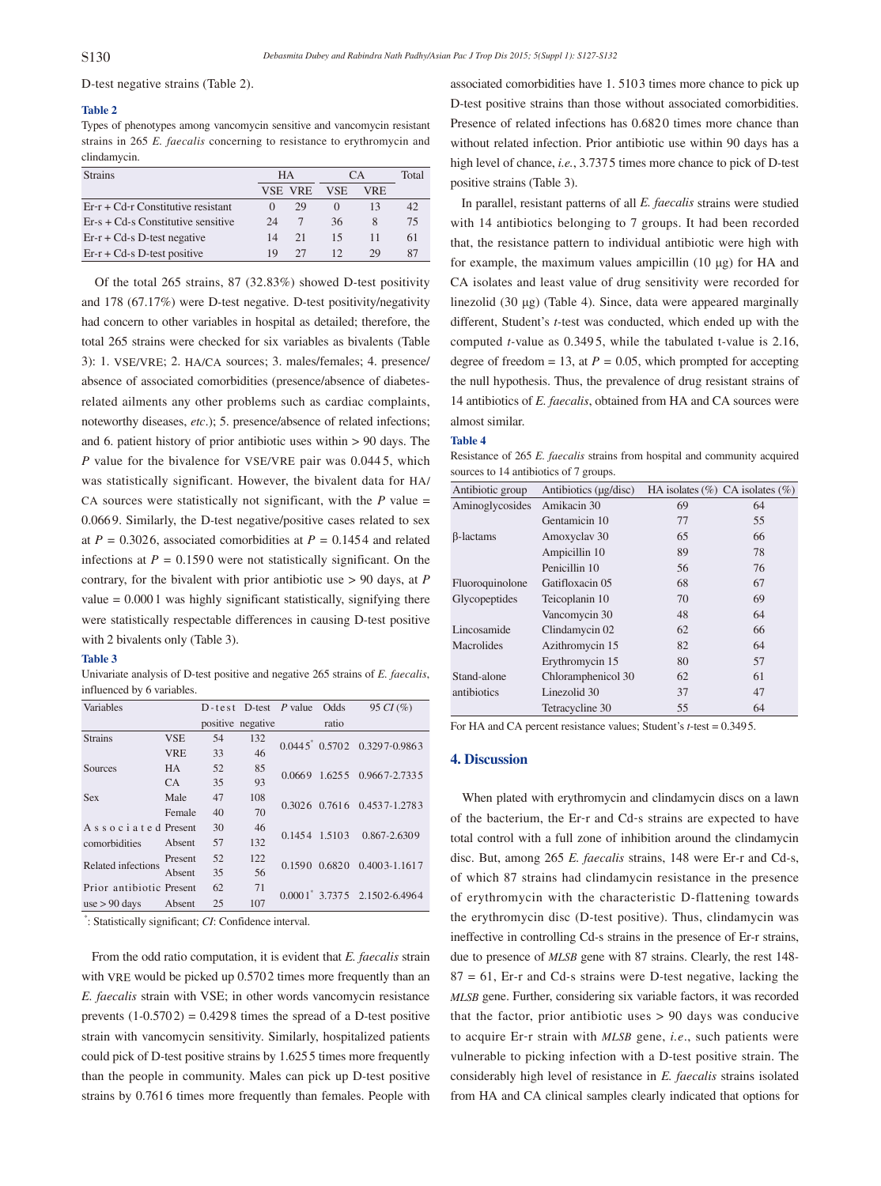D-test negative strains (Table 2).

**Table 2**

Types of phenotypes among vancomycin sensitive and vancomycin resistant strains in 265 *E. faecalis* concerning to resistance to erythromycin and clindamycin.

| Strains | HA | | CA | | Total |
|---|---|---|---|---|---|
| | VSE | VRE | VSE | VRE | |
| Er-r + Cd-r Constitutive resistant | 0 | 29 | 0 | 13 | 42 |
| Er-s + Cd-s Constitutive sensitive | 24 | 7 | 36 | 8 | 75 |
| Er-r + Cd-s D-test negative | 14 | 21 | 15 | 11 | 61 |
| Er-r + Cd-s D-test positive | 19 | 27 | 12 | 29 | 87 |

Of the total 265 strains, 87 (32.83%) showed D-test positivity and 178 (67.17%) were D-test negative. D-test positivity/negativity had concern to other variables in hospital as detailed; therefore, the total 265 strains were checked for six variables as bivalents (Table 3): 1. VSE/VRE; 2. HA/CA sources; 3. males/females; 4. presence/absence of associated comorbidities (presence/absence of diabetes-related ailments any other problems such as cardiac complaints, noteworthy diseases, *etc*.); 5. presence/absence of related infections; and 6. patient history of prior antibiotic uses within > 90 days. The *P* value for the bivalence for VSE/VRE pair was 0.0445, which was statistically significant. However, the bivalent data for HA/CA sources were statistically not significant, with the *P* value = 0.0669. Similarly, the D-test negative/positive cases related to sex at *P* = 0.3026, associated comorbidities at *P* = 0.1454 and related infections at *P* = 0.1590 were not statistically significant. On the contrary, for the bivalent with prior antibiotic use > 90 days, at *P* value = 0.0001 was highly significant statistically, signifying there were statistically respectable differences in causing D-test positive with 2 bivalents only (Table 3).

**Table 3**

Univariate analysis of D-test positive and negative 265 strains of *E. faecalis*, influenced by 6 variables.

| Variables | | D-test positive | D-test negative | *P* value | Odds ratio | 95 *CI* (%) |
|---|---|---|---|---|---|---|
| Strains | VSE | 54 | 132 | 0.0445* | 0.5702 | 0.3297-0.9863 |
| | VRE | 33 | 46 | | | |
| Sources | HA | 52 | 85 | 0.0669 | 1.6255 | 0.9667-2.7335 |
| | CA | 35 | 93 | | | |
| Sex | Male | 47 | 108 | 0.3026 | 0.7616 | 0.4537-1.2783 |
| | Female | 40 | 70 | | | |
| Associated comorbidities | Present | 30 | 46 | 0.1454 | 1.5103 | 0.867-2.6309 |
| | Absent | 57 | 132 | | | |
| Related infections | Present | 52 | 122 | 0.1590 | 0.6820 | 0.4003-1.1617 |
| | Absent | 35 | 56 | | | |
| Prior antibiotic use > 90 days | Present | 62 | 71 | 0.0001* | 3.7375 | 2.1502-6.4964 |
| | Absent | 25 | 107 | | | |

*: Statistically significant; *CI*: Confidence interval.

From the odd ratio computation, it is evident that *E. faecalis* strain with VRE would be picked up 0.5702 times more frequently than an *E. faecalis* strain with VSE; in other words vancomycin resistance prevents (1-0.5702) = 0.4298 times the spread of a D-test positive strain with vancomycin sensitivity. Similarly, hospitalized patients could pick of D-test positive strains by 1.6255 times more frequently than the people in community. Males can pick up D-test positive strains by 0.7616 times more frequently than females. People with associated comorbidities have 1.5103 times more chance to pick up D-test positive strains than those without associated comorbidities. Presence of related infections has 0.6820 times more chance than without related infection. Prior antibiotic use within 90 days has a high level of chance, *i.e.*, 3.7375 times more chance to pick of D-test positive strains (Table 3).

In parallel, resistant patterns of all *E. faecalis* strains were studied with 14 antibiotics belonging to 7 groups. It had been recorded that, the resistance pattern to individual antibiotic were high with for example, the maximum values ampicillin (10 μg) for HA and CA isolates and least value of drug sensitivity were recorded for linezolid (30 μg) (Table 4). Since, data were appeared marginally different, Student's *t*-test was conducted, which ended up with the computed *t*-value as 0.3495, while the tabulated t-value is 2.16, degree of freedom = 13, at *P* = 0.05, which prompted for accepting the null hypothesis. Thus, the prevalence of drug resistant strains of 14 antibiotics of *E. faecalis*, obtained from HA and CA sources were almost similar.

**Table 4**

Resistance of 265 *E. faecalis* strains from hospital and community acquired sources to 14 antibiotics of 7 groups.

| Antibiotic group | Antibiotics (μg/disc) | HA isolates (%) | CA isolates (%) |
|---|---|---|---|
| Aminoglycosides | Amikacin 30 | 69 | 64 |
| | Gentamicin 10 | 77 | 55 |
| β-lactams | Amoxyclav 30 | 65 | 66 |
| | Ampicillin 10 | 89 | 78 |
| | Penicillin 10 | 56 | 76 |
| Fluoroquinolone | Gatifloxacin 05 | 68 | 67 |
| Glycopeptides | Teicoplanin 10 | 70 | 69 |
| | Vancomycin 30 | 48 | 64 |
| Lincosamide | Clindamycin 02 | 62 | 66 |
| Macrolides | Azithromycin 15 | 82 | 64 |
| | Erythromycin 15 | 80 | 57 |
| Stand-alone antibiotics | Chloramphenicol 30 | 62 | 61 |
| | Linezolid 30 | 37 | 47 |
| | Tetracycline 30 | 55 | 64 |

For HA and CA percent resistance values; Student's *t*-test = 0.3495.

## 4. Discussion

When plated with erythromycin and clindamycin discs on a lawn of the bacterium, the Er-r and Cd-s strains are expected to have total control with a full zone of inhibition around the clindamycin disc. But, among 265 *E. faecalis* strains, 148 were Er-r and Cd-s, of which 87 strains had clindamycin resistance in the presence of erythromycin with the characteristic D-flattening towards the erythromycin disc (D-test positive). Thus, clindamycin was ineffective in controlling Cd-s strains in the presence of Er-r strains, due to presence of *MLSB* gene with 87 strains. Clearly, the rest 148-87 = 61, Er-r and Cd-s strains were D-test negative, lacking the *MLSB* gene. Further, considering six variable factors, it was recorded that the factor, prior antibiotic uses > 90 days was conducive to acquire Er-r strain with *MLSB* gene, *i.e*., such patients were vulnerable to picking infection with a D-test positive strain. The considerably high level of resistance in *E. faecalis* strains isolated from HA and CA clinical samples clearly indicated that options for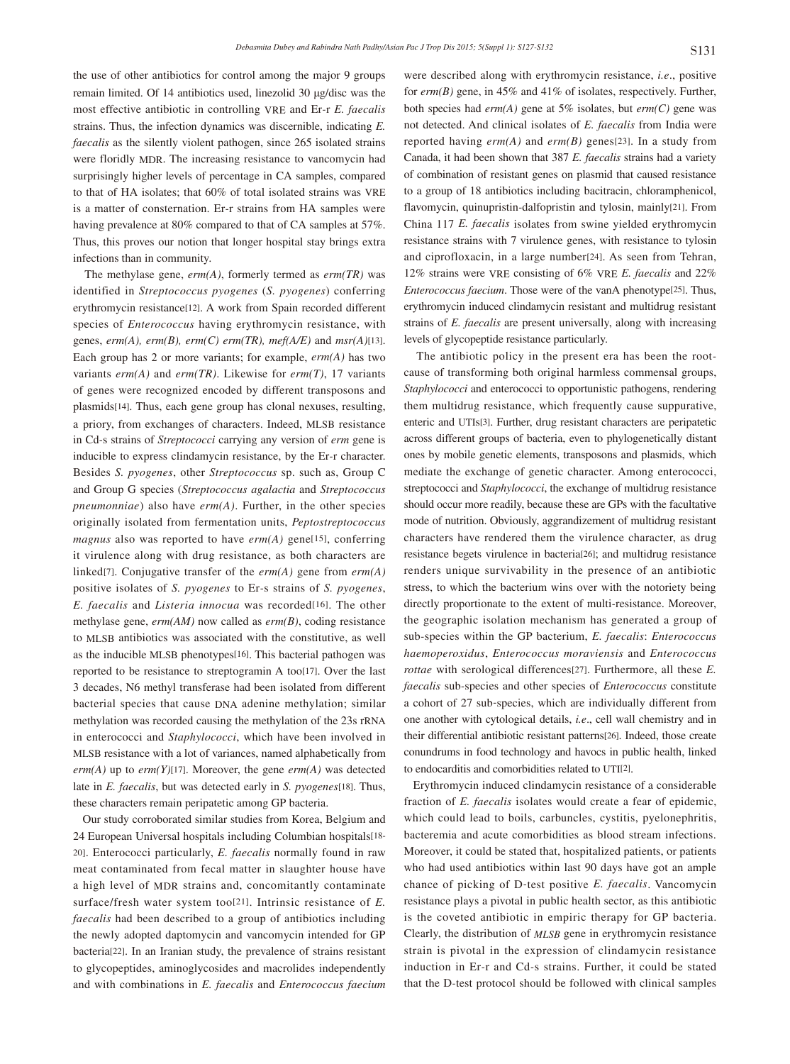the use of other antibiotics for control among the major 9 groups remain limited. Of 14 antibiotics used, linezolid 30 μg/disc was the most effective antibiotic in controlling VRE and Er-r *E. faecalis* strains. Thus, the infection dynamics was discernible, indicating *E. faecalis* as the silently violent pathogen, since 265 isolated strains were floridly MDR. The increasing resistance to vancomycin had surprisingly higher levels of percentage in CA samples, compared to that of HA isolates; that 60% of total isolated strains was VRE is a matter of consternation. Er-r strains from HA samples were having prevalence at 80% compared to that of CA samples at 57%. Thus, this proves our notion that longer hospital stay brings extra infections than in community.

The methylase gene, *erm(A)*, formerly termed as *erm(TR)* was identified in *Streptococcus pyogenes* (*S. pyogenes*) conferring erythromycin resistance[12]. A work from Spain recorded different species of *Enterococcus* having erythromycin resistance, with genes, *erm(A), erm(B), erm(C) erm(TR), mef(A/E)* and *msr(A)*[13]. Each group has 2 or more variants; for example, *erm(A)* has two variants *erm(A)* and *erm(TR)*. Likewise for *erm(T)*, 17 variants of genes were recognized encoded by different transposons and plasmids[14]. Thus, each gene group has clonal nexuses, resulting, a priory, from exchanges of characters. Indeed, MLSB resistance in Cd-s strains of *Streptococci* carrying any version of *erm* gene is inducible to express clindamycin resistance, by the Er-r character. Besides *S. pyogenes*, other *Streptococcus* sp. such as, Group C and Group G species (*Streptococcus agalactia* and *Streptococcus pneumonniae*) also have *erm(A)*. Further, in the other species originally isolated from fermentation units, *Peptostreptococcus magnus* also was reported to have *erm(A)* gene[15], conferring it virulence along with drug resistance, as both characters are linked[7]. Conjugative transfer of the *erm(A)* gene from *erm(A)* positive isolates of *S. pyogenes* to Er-s strains of *S. pyogenes*, *E. faecalis* and *Listeria innocua* was recorded[16]. The other methylase gene, *erm(AM)* now called as *erm(B)*, coding resistance to MLSB antibiotics was associated with the constitutive, as well as the inducible MLSB phenotypes[16]. This bacterial pathogen was reported to be resistance to streptogramin A too[17]. Over the last 3 decades, N6 methyl transferase had been isolated from different bacterial species that cause DNA adenine methylation; similar methylation was recorded causing the methylation of the 23s rRNA in enterococci and *Staphylococci*, which have been involved in MLSB resistance with a lot of variances, named alphabetically from *erm(A)* up to *erm(Y)*[17]. Moreover, the gene *erm(A)* was detected late in *E. faecalis*, but was detected early in *S. pyogenes*[18]. Thus, these characters remain peripatetic among GP bacteria.

Our study corroborated similar studies from Korea, Belgium and 24 European Universal hospitals including Columbian hospitals[18-20]. Enterococci particularly, *E. faecalis* normally found in raw meat contaminated from fecal matter in slaughter house have a high level of MDR strains and, concomitantly contaminate surface/fresh water system too[21]. Intrinsic resistance of *E. faecalis* had been described to a group of antibiotics including the newly adopted daptomycin and vancomycin intended for GP bacteria[22]. In an Iranian study, the prevalence of strains resistant to glycopeptides, aminoglycosides and macrolides independently and with combinations in *E. faecalis* and *Enterococcus faecium* were described along with erythromycin resistance, *i.e*., positive for *erm(B)* gene, in 45% and 41% of isolates, respectively. Further, both species had *erm(A)* gene at 5% isolates, but *erm(C)* gene was not detected. And clinical isolates of *E. faecalis* from India were reported having *erm(A)* and *erm(B)* genes[23]. In a study from Canada, it had been shown that 387 *E. faecalis* strains had a variety of combination of resistant genes on plasmid that caused resistance to a group of 18 antibiotics including bacitracin, chloramphenicol, flavomycin, quinupristin-dalfopristin and tylosin, mainly[21]. From China 117 *E. faecalis* isolates from swine yielded erythromycin resistance strains with 7 virulence genes, with resistance to tylosin and ciprofloxacin, in a large number[24]. As seen from Tehran, 12% strains were VRE consisting of 6% VRE *E. faecalis* and 22% *Enterococcus faecium*. Those were of the vanA phenotype[25]. Thus, erythromycin induced clindamycin resistant and multidrug resistant strains of *E. faecalis* are present universally, along with increasing levels of glycopeptide resistance particularly.

The antibiotic policy in the present era has been the root-cause of transforming both original harmless commensal groups, *Staphylococci* and enterococci to opportunistic pathogens, rendering them multidrug resistance, which frequently cause suppurative, enteric and UTIs[3]. Further, drug resistant characters are peripatetic across different groups of bacteria, even to phylogenetically distant ones by mobile genetic elements, transposons and plasmids, which mediate the exchange of genetic character. Among enterococci, streptococci and *Staphylococci*, the exchange of multidrug resistance should occur more readily, because these are GPs with the facultative mode of nutrition. Obviously, aggrandizement of multidrug resistant characters have rendered them the virulence character, as drug resistance begets virulence in bacteria[26]; and multidrug resistance renders unique survivability in the presence of an antibiotic stress, to which the bacterium wins over with the notoriety being directly proportionate to the extent of multi-resistance. Moreover, the geographic isolation mechanism has generated a group of sub-species within the GP bacterium, *E. faecalis*: *Enterococcus haemoperoxidus*, *Enterococcus moraviensis* and *Enterococcus rottae* with serological differences[27]. Furthermore, all these *E. faecalis* sub-species and other species of *Enterococcus* constitute a cohort of 27 sub-species, which are individually different from one another with cytological details, *i.e*., cell wall chemistry and in their differential antibiotic resistant patterns[26]. Indeed, those create conundrums in food technology and havocs in public health, linked to endocarditis and comorbidities related to UTI[2].

Erythromycin induced clindamycin resistance of a considerable fraction of *E. faecalis* isolates would create a fear of epidemic, which could lead to boils, carbuncles, cystitis, pyelonephritis, bacteremia and acute comorbidities as blood stream infections. Moreover, it could be stated that, hospitalized patients, or patients who had used antibiotics within last 90 days have got an ample chance of picking of D-test positive *E. faecalis*. Vancomycin resistance plays a pivotal in public health sector, as this antibiotic is the coveted antibiotic in empiric therapy for GP bacteria. Clearly, the distribution of *MLSB* gene in erythromycin resistance strain is pivotal in the expression of clindamycin resistance induction in Er-r and Cd-s strains. Further, it could be stated that the D-test protocol should be followed with clinical samples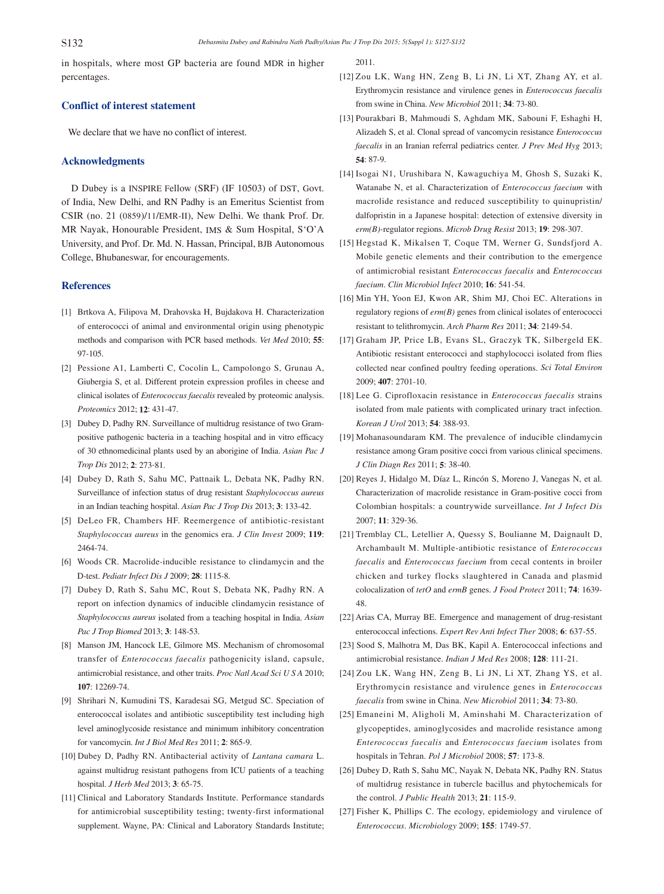in hospitals, where most GP bacteria are found MDR in higher percentages.

## Conflict of interest statement

We declare that we have no conflict of interest.

## Acknowledgments

D Dubey is a INSPIRE Fellow (SRF) (IF 10503) of DST, Govt. of India, New Delhi, and RN Padhy is an Emeritus Scientist from CSIR (no. 21 (0859)/11/EMR-II), New Delhi. We thank Prof. Dr. MR Nayak, Honourable President, IMS & Sum Hospital, S'O'A University, and Prof. Dr. Md. N. Hassan, Principal, BJB Autonomous College, Bhubaneswar, for encouragements.

## References

[1] Brtkova A, Filipova M, Drahovska H, Bujdakova H. Characterization of enterococci of animal and environmental origin using phenotypic methods and comparison with PCR based methods. *Vet Med* 2010; **55**: 97-105.

[2] Pessione A1, Lamberti C, Cocolin L, Campolongo S, Grunau A, Giubergia S, et al. Different protein expression profiles in cheese and clinical isolates of *Enterococcus faecalis* revealed by proteomic analysis. *Proteomics* 2012; **12**: 431-47.

[3] Dubey D, Padhy RN. Surveillance of multidrug resistance of two Gram-positive pathogenic bacteria in a teaching hospital and in vitro efficacy of 30 ethnomedicinal plants used by an aborigine of India. *Asian Pac J Trop Dis* 2012; **2**: 273-81.

[4] Dubey D, Rath S, Sahu MC, Pattnaik L, Debata NK, Padhy RN. Surveillance of infection status of drug resistant *Staphylococcus aureus* in an Indian teaching hospital. *Asian Pac J Trop Dis* 2013; **3**: 133-42.

[5] DeLeo FR, Chambers HF. Reemergence of antibiotic-resistant *Staphylococcus aureus* in the genomics era. *J Clin Invest* 2009; **119**: 2464-74.

[6] Woods CR. Macrolide-inducible resistance to clindamycin and the D-test. *Pediatr Infect Dis J* 2009; **28**: 1115-8.

[7] Dubey D, Rath S, Sahu MC, Rout S, Debata NK, Padhy RN. A report on infection dynamics of inducible clindamycin resistance of *Staphylococcus aureus* isolated from a teaching hospital in India. *Asian Pac J Trop Biomed* 2013; **3**: 148-53.

[8] Manson JM, Hancock LE, Gilmore MS. Mechanism of chromosomal transfer of *Enterococcus faecalis* pathogenicity island, capsule, antimicrobial resistance, and other traits. *Proc Natl Acad Sci U S A* 2010; **107**: 12269-74.

[9] Shrihari N, Kumudini TS, Karadesai SG, Metgud SC. Speciation of enterococcal isolates and antibiotic susceptibility test including high level aminoglycoside resistance and minimum inhibitory concentration for vancomycin. *Int J Biol Med Res* 2011; **2**: 865-9.

[10] Dubey D, Padhy RN. Antibacterial activity of *Lantana camara* L. against multidrug resistant pathogens from ICU patients of a teaching hospital. *J Herb Med* 2013; **3**: 65-75.

[11] Clinical and Laboratory Standards Institute. Performance standards for antimicrobial susceptibility testing; twenty-first informational supplement. Wayne, PA: Clinical and Laboratory Standards Institute; 2011.

[12] Zou LK, Wang HN, Zeng B, Li JN, Li XT, Zhang AY, et al. Erythromycin resistance and virulence genes in *Enterococcus faecalis* from swine in China. *New Microbiol* 2011; **34**: 73-80.

[13] Pourakbari B, Mahmoudi S, Aghdam MK, Sabouni F, Eshaghi H, Alizadeh S, et al. Clonal spread of vancomycin resistance *Enterococcus faecalis* in an Iranian referral pediatrics center. *J Prev Med Hyg* 2013; **54**: 87-9.

[14] Isogai N1, Urushibara N, Kawaguchiya M, Ghosh S, Suzaki K, Watanabe N, et al. Characterization of *Enterococcus faecium* with macrolide resistance and reduced susceptibility to quinupristin/dalfopristin in a Japanese hospital: detection of extensive diversity in *erm(B)*-regulator regions. *Microb Drug Resist* 2013; **19**: 298-307.

[15] Hegstad K, Mikalsen T, Coque TM, Werner G, Sundsfjord A. Mobile genetic elements and their contribution to the emergence of antimicrobial resistant *Enterococcus faecalis* and *Enterococcus faecium*. *Clin Microbiol Infect* 2010; **16**: 541-54.

[16] Min YH, Yoon EJ, Kwon AR, Shim MJ, Choi EC. Alterations in regulatory regions of *erm(B)* genes from clinical isolates of enterococci resistant to telithromycin. *Arch Pharm Res* 2011; **34**: 2149-54.

[17] Graham JP, Price LB, Evans SL, Graczyk TK, Silbergeld EK. Antibiotic resistant enterococci and staphylococci isolated from flies collected near confined poultry feeding operations. *Sci Total Environ* 2009; **407**: 2701-10.

[18] Lee G. Ciprofloxacin resistance in *Enterococcus faecalis* strains isolated from male patients with complicated urinary tract infection. *Korean J Urol* 2013; **54**: 388-93.

[19] Mohanasoundaram KM. The prevalence of inducible clindamycin resistance among Gram positive cocci from various clinical specimens. *J Clin Diagn Res* 2011; **5**: 38-40.

[20] Reyes J, Hidalgo M, Díaz L, Rincón S, Moreno J, Vanegas N, et al. Characterization of macrolide resistance in Gram-positive cocci from Colombian hospitals: a countrywide surveillance. *Int J Infect Dis* 2007; **11**: 329-36.

[21] Tremblay CL, Letellier A, Quessy S, Boulianne M, Daignault D, Archambault M. Multiple-antibiotic resistance of *Enterococcus faecalis* and *Enterococcus faecium* from cecal contents in broiler chicken and turkey flocks slaughtered in Canada and plasmid colocalization of *tetO* and *ermB* genes. *J Food Protect* 2011; **74**: 1639-48.

[22] Arias CA, Murray BE. Emergence and management of drug-resistant enterococcal infections. *Expert Rev Anti Infect Ther* 2008; **6**: 637-55.

[23] Sood S, Malhotra M, Das BK, Kapil A. Enterococcal infections and antimicrobial resistance. *Indian J Med Res* 2008; **128**: 111-21.

[24] Zou LK, Wang HN, Zeng B, Li JN, Li XT, Zhang YS, et al. Erythromycin resistance and virulence genes in *Enterococcus faecalis* from swine in China. *New Microbiol* 2011; **34**: 73-80.

[25] Emaneini M, Aligholi M, Aminshahi M. Characterization of glycopeptides, aminoglycosides and macrolide resistance among *Enterococcus faecalis* and *Enterococcus faecium* isolates from hospitals in Tehran. *Pol J Microbiol* 2008; **57**: 173-8.

[26] Dubey D, Rath S, Sahu MC, Nayak N, Debata NK, Padhy RN. Status of multidrug resistance in tubercle bacillus and phytochemicals for the control. *J Public Health* 2013; **21**: 115-9.

[27] Fisher K, Phillips C. The ecology, epidemiology and virulence of *Enterococcus*. *Microbiology* 2009; **155**: 1749-57.